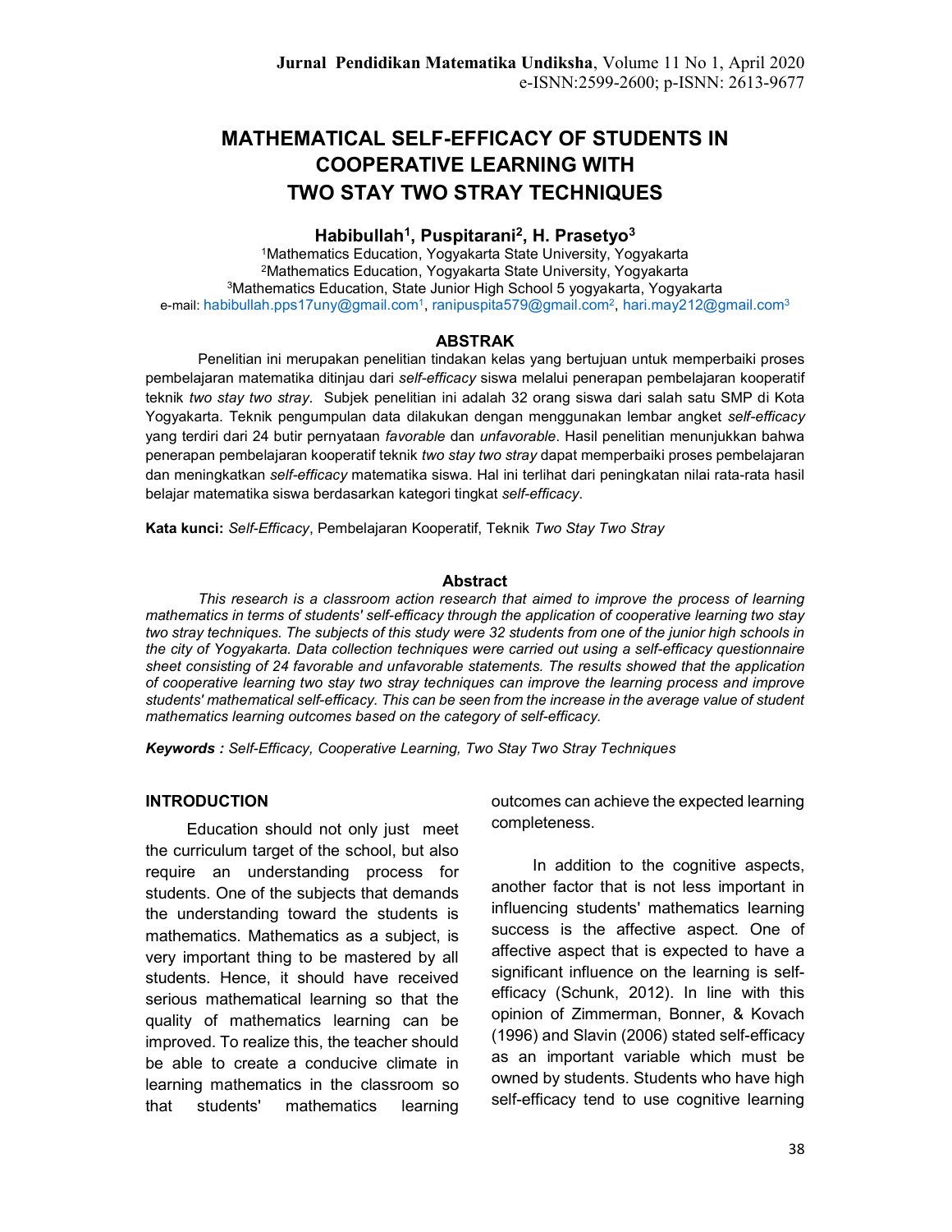# MATHEMATICAL SELF-EFFICACY OF STUDENTS IN COOPERATIVE LEARNING WITH TWO STAY TWO STRAY TECHNIQUES

**Habibullah[1], Puspitarani[2], H. Prasetyo[3]**

[1]Mathematics Education, Yogyakarta State University, Yogyakarta
[2]Mathematics Education, Yogyakarta State University, Yogyakarta
[3]Mathematics Education, State Junior High School 5 yogyakarta, Yogyakarta
e-mail: habibullah.pps17uny@gmail.com[1], ranipuspita579@gmail.com[2], hari.may212@gmail.com[3]

## ABSTRAK

Penelitian ini merupakan penelitian tindakan kelas yang bertujuan untuk memperbaiki proses pembelajaran matematika ditinjau dari *self-efficacy* siswa melalui penerapan pembelajaran kooperatif teknik *two stay two stray*. Subjek penelitian ini adalah 32 orang siswa dari salah satu SMP di Kota Yogyakarta. Teknik pengumpulan data dilakukan dengan menggunakan lembar angket *self-efficacy* yang terdiri dari 24 butir pernyataan *favorable* dan *unfavorable*. Hasil penelitian menunjukkan bahwa penerapan pembelajaran kooperatif teknik *two stay two stray* dapat memperbaiki proses pembelajaran dan meningkatkan *self-efficacy* matematika siswa. Hal ini terlihat dari peningkatan nilai rata-rata hasil belajar matematika siswa berdasarkan kategori tingkat *self-efficacy*.

**Kata kunci:** *Self-Efficacy*, Pembelajaran Kooperatif, Teknik *Two Stay Two Stray*

## Abstract

*This research is a classroom action research that aimed to improve the process of learning mathematics in terms of students' self-efficacy through the application of cooperative learning two stay two stray techniques. The subjects of this study were 32 students from one of the junior high schools in the city of Yogyakarta. Data collection techniques were carried out using a self-efficacy questionnaire sheet consisting of 24 favorable and unfavorable statements. The results showed that the application of cooperative learning two stay two stray techniques can improve the learning process and improve students' mathematical self-efficacy. This can be seen from the increase in the average value of student mathematics learning outcomes based on the category of self-efficacy.*

***Keywords :** Self-Efficacy, Cooperative Learning, Two Stay Two Stray Techniques*

## INTRODUCTION

Education should not only just meet the curriculum target of the school, but also require an understanding process for students. One of the subjects that demands the understanding toward the students is mathematics. Mathematics as a subject, is very important thing to be mastered by all students. Hence, it should have received serious mathematical learning so that the quality of mathematics learning can be improved. To realize this, the teacher should be able to create a conducive climate in learning mathematics in the classroom so that students' mathematics learning outcomes can achieve the expected learning completeness.

In addition to the cognitive aspects, another factor that is not less important in influencing students' mathematics learning success is the affective aspect. One of affective aspect that is expected to have a significant influence on the learning is self-efficacy (Schunk, 2012). In line with this opinion of Zimmerman, Bonner, & Kovach (1996) and Slavin (2006) stated self-efficacy as an important variable which must be owned by students. Students who have high self-efficacy tend to use cognitive learning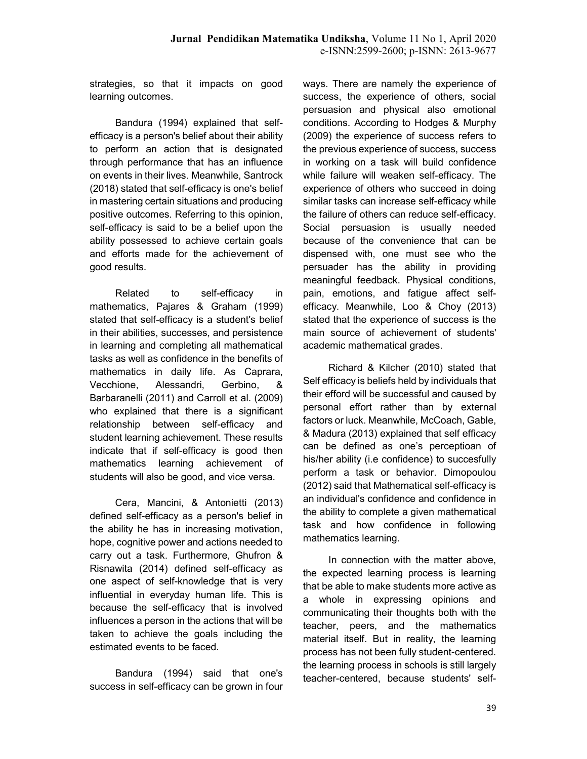strategies, so that it impacts on good learning outcomes.

Bandura (1994) explained that self-efficacy is a person's belief about their ability to perform an action that is designated through performance that has an influence on events in their lives. Meanwhile, Santrock (2018) stated that self-efficacy is one's belief in mastering certain situations and producing positive outcomes. Referring to this opinion, self-efficacy is said to be a belief upon the ability possessed to achieve certain goals and efforts made for the achievement of good results.

Related to self-efficacy in mathematics, Pajares & Graham (1999) stated that self-efficacy is a student's belief in their abilities, successes, and persistence in learning and completing all mathematical tasks as well as confidence in the benefits of mathematics in daily life. As Caprara, Vecchione, Alessandri, Gerbino, & Barbaranelli (2011) and Carroll et al. (2009) who explained that there is a significant relationship between self-efficacy and student learning achievement. These results indicate that if self-efficacy is good then mathematics learning achievement of students will also be good, and vice versa.

Cera, Mancini, & Antonietti (2013) defined self-efficacy as a person's belief in the ability he has in increasing motivation, hope, cognitive power and actions needed to carry out a task. Furthermore, Ghufron & Risnawita (2014) defined self-efficacy as one aspect of self-knowledge that is very influential in everyday human life. This is because the self-efficacy that is involved influences a person in the actions that will be taken to achieve the goals including the estimated events to be faced.

Bandura (1994) said that one's success in self-efficacy can be grown in four ways. There are namely the experience of success, the experience of others, social persuasion and physical also emotional conditions. According to Hodges & Murphy (2009) the experience of success refers to the previous experience of success, success in working on a task will build confidence while failure will weaken self-efficacy. The experience of others who succeed in doing similar tasks can increase self-efficacy while the failure of others can reduce self-efficacy. Social persuasion is usually needed because of the convenience that can be dispensed with, one must see who the persuader has the ability in providing meaningful feedback. Physical conditions, pain, emotions, and fatigue affect self-efficacy. Meanwhile, Loo & Choy (2013) stated that the experience of success is the main source of achievement of students' academic mathematical grades.

Richard & Kilcher (2010) stated that Self efficacy is beliefs held by individuals that their efford will be successful and caused by personal effort rather than by external factors or luck. Meanwhile, McCoach, Gable, & Madura (2013) explained that self efficacy can be defined as one's perceptioan of his/her ability (i.e confidence) to succesfully perform a task or behavior. Dimopoulou (2012) said that Mathematical self-efficacy is an individual's confidence and confidence in the ability to complete a given mathematical task and how confidence in following mathematics learning.

In connection with the matter above, the expected learning process is learning that be able to make students more active as a whole in expressing opinions and communicating their thoughts both with the teacher, peers, and the mathematics material itself. But in reality, the learning process has not been fully student-centered. the learning process in schools is still largely teacher-centered, because students' self-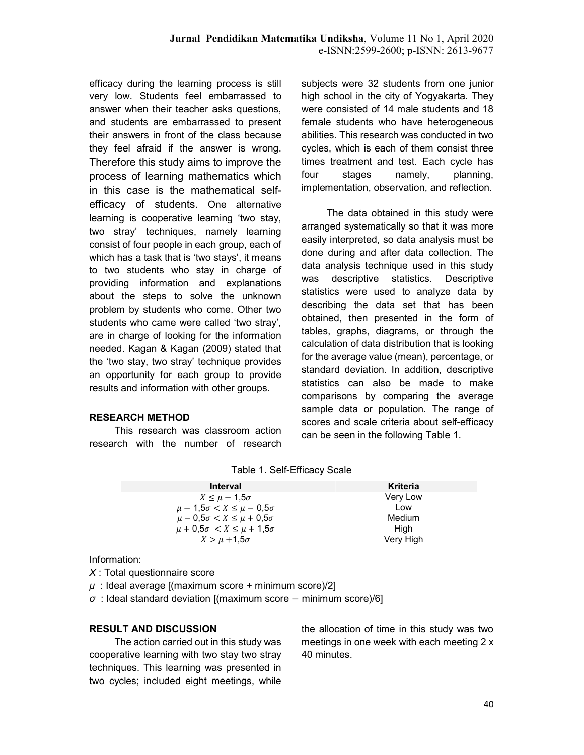efficacy during the learning process is still very low. Students feel embarrassed to answer when their teacher asks questions, and students are embarrassed to present their answers in front of the class because they feel afraid if the answer is wrong. Therefore this study aims to improve the process of learning mathematics which in this case is the mathematical self-efficacy of students. One alternative learning is cooperative learning 'two stay, two stray' techniques, namely learning consist of four people in each group, each of which has a task that is 'two stays', it means to two students who stay in charge of providing information and explanations about the steps to solve the unknown problem by students who come. Other two students who came were called 'two stray', are in charge of looking for the information needed. Kagan & Kagan (2009) stated that the 'two stay, two stray' technique provides an opportunity for each group to provide results and information with other groups.

## RESEARCH METHOD

This research was classroom action research with the number of research subjects were 32 students from one junior high school in the city of Yogyakarta. They were consisted of 14 male students and 18 female students who have heterogeneous abilities. This research was conducted in two cycles, which is each of them consist three times treatment and test. Each cycle has four stages namely, planning, implementation, observation, and reflection.

The data obtained in this study were arranged systematically so that it was more easily interpreted, so data analysis must be done during and after data collection. The data analysis technique used in this study was descriptive statistics. Descriptive statistics were used to analyze data by describing the data set that has been obtained, then presented in the form of tables, graphs, diagrams, or through the calculation of data distribution that is looking for the average value (mean), percentage, or standard deviation. In addition, descriptive statistics can also be made to make comparisons by comparing the average sample data or population. The range of scores and scale criteria about self-efficacy can be seen in the following Table 1.

Table 1. Self-Efficacy Scale

| Interval | Kriteria |
|---|---|
| $X \leq \mu - 1{,}5\sigma$ | Very Low |
| $\mu - 1{,}5\sigma < X \leq \mu - 0{,}5\sigma$ | Low |
| $\mu - 0{,}5\sigma < X \leq \mu + 0{,}5\sigma$ | Medium |
| $\mu + 0{,}5\sigma < X \leq \mu + 1{,}5\sigma$ | High |
| $X > \mu + 1{,}5\sigma$ | Very High |

Information:

$X$ : Total questionnaire score

$\mu$ : Ideal average [(maximum score + minimum score)/2]

$\sigma$ : Ideal standard deviation [(maximum score − minimum score)/6]

## RESULT AND DISCUSSION

The action carried out in this study was cooperative learning with two stay two stray techniques. This learning was presented in two cycles; included eight meetings, while the allocation of time in this study was two meetings in one week with each meeting 2 x 40 minutes.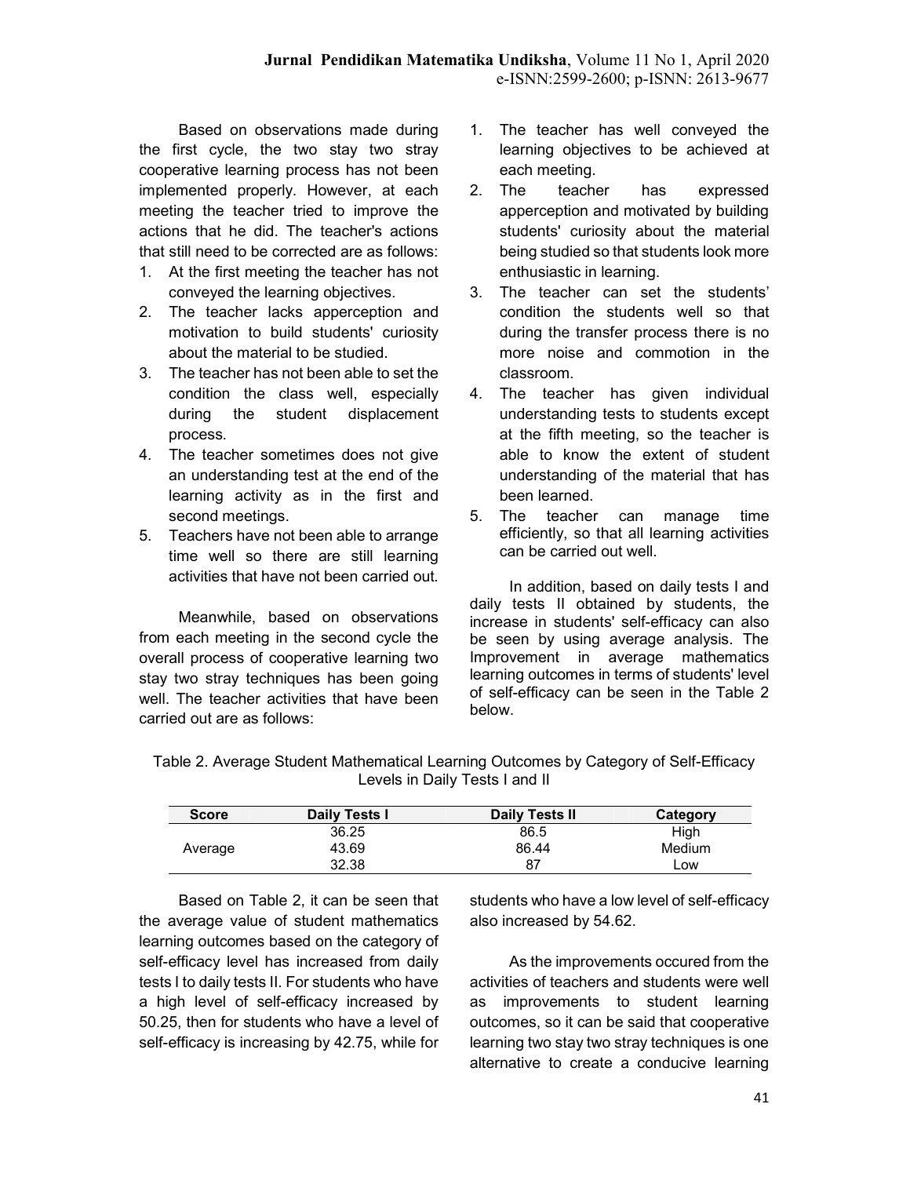Based on observations made during the first cycle, the two stay two stray cooperative learning process has not been implemented properly. However, at each meeting the teacher tried to improve the actions that he did. The teacher's actions that still need to be corrected are as follows:

1. At the first meeting the teacher has not conveyed the learning objectives.
2. The teacher lacks apperception and motivation to build students' curiosity about the material to be studied.
3. The teacher has not been able to set the condition the class well, especially during the student displacement process.
4. The teacher sometimes does not give an understanding test at the end of the learning activity as in the first and second meetings.
5. Teachers have not been able to arrange time well so there are still learning activities that have not been carried out.

Meanwhile, based on observations from each meeting in the second cycle the overall process of cooperative learning two stay two stray techniques has been going well. The teacher activities that have been carried out are as follows:

1. The teacher has well conveyed the learning objectives to be achieved at each meeting.
2. The teacher has expressed apperception and motivated by building students' curiosity about the material being studied so that students look more enthusiastic in learning.
3. The teacher can set the students' condition the students well so that during the transfer process there is no more noise and commotion in the classroom.
4. The teacher has given individual understanding tests to students except at the fifth meeting, so the teacher is able to know the extent of student understanding of the material that has been learned.
5. The teacher can manage time efficiently, so that all learning activities can be carried out well.

In addition, based on daily tests I and daily tests II obtained by students, the increase in students' self-efficacy can also be seen by using average analysis. The Improvement in average mathematics learning outcomes in terms of students' level of self-efficacy can be seen in the Table 2 below.

Table 2. Average Student Mathematical Learning Outcomes by Category of Self-Efficacy Levels in Daily Tests I and II

| Score | Daily Tests I | Daily Tests II | Category |
|---|---|---|---|
| | 36.25 | 86.5 | High |
| Average | 43.69 | 86.44 | Medium |
| | 32.38 | 87 | Low |

Based on Table 2, it can be seen that the average value of student mathematics learning outcomes based on the category of self-efficacy level has increased from daily tests I to daily tests II. For students who have a high level of self-efficacy increased by 50.25, then for students who have a level of self-efficacy is increasing by 42.75, while for students who have a low level of self-efficacy also increased by 54.62.

As the improvements occured from the activities of teachers and students were well as improvements to student learning outcomes, so it can be said that cooperative learning two stay two stray techniques is one alternative to create a conducive learning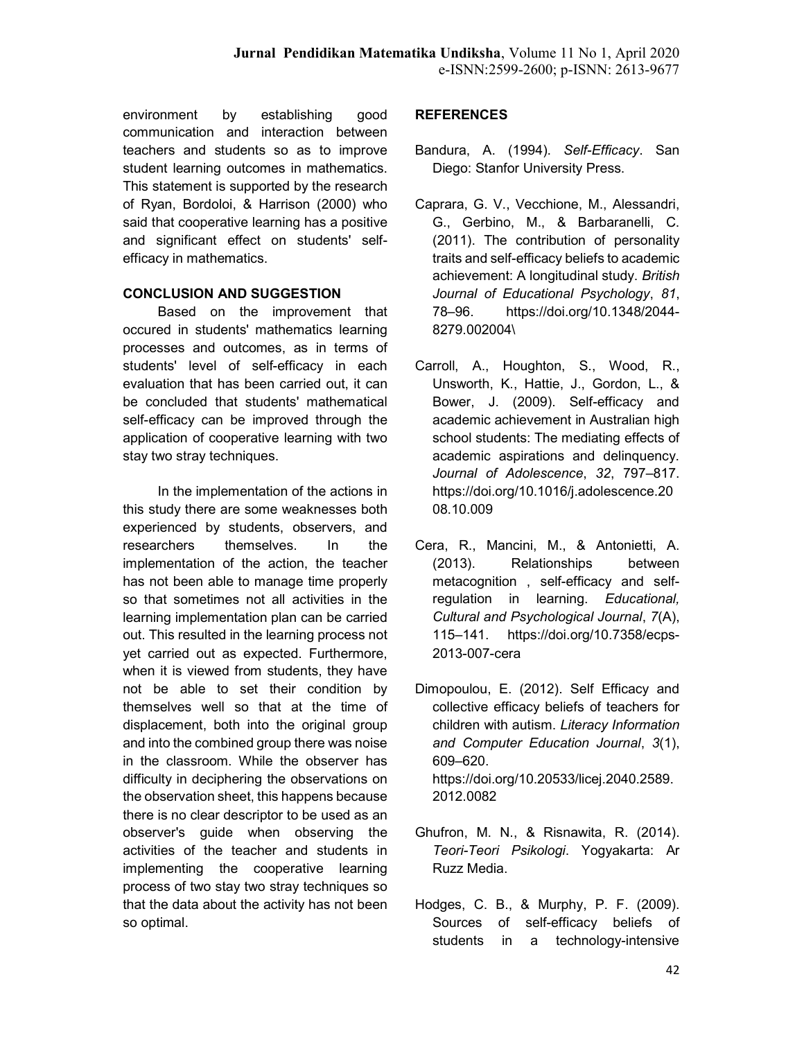environment by establishing good communication and interaction between teachers and students so as to improve student learning outcomes in mathematics. This statement is supported by the research of Ryan, Bordoloi, & Harrison (2000) who said that cooperative learning has a positive and significant effect on students' self-efficacy in mathematics.

## CONCLUSION AND SUGGESTION

Based on the improvement that occured in students' mathematics learning processes and outcomes, as in terms of students' level of self-efficacy in each evaluation that has been carried out, it can be concluded that students' mathematical self-efficacy can be improved through the application of cooperative learning with two stay two stray techniques.

In the implementation of the actions in this study there are some weaknesses both experienced by students, observers, and researchers themselves. In the implementation of the action, the teacher has not been able to manage time properly so that sometimes not all activities in the learning implementation plan can be carried out. This resulted in the learning process not yet carried out as expected. Furthermore, when it is viewed from students, they have not be able to set their condition by themselves well so that at the time of displacement, both into the original group and into the combined group there was noise in the classroom. While the observer has difficulty in deciphering the observations on the observation sheet, this happens because there is no clear descriptor to be used as an observer's guide when observing the activities of the teacher and students in implementing the cooperative learning process of two stay two stray techniques so that the data about the activity has not been so optimal.

## REFERENCES

Bandura, A. (1994). *Self-Efficacy*. San Diego: Stanfor University Press.

Caprara, G. V., Vecchione, M., Alessandri, G., Gerbino, M., & Barbaranelli, C. (2011). The contribution of personality traits and self-efficacy beliefs to academic achievement: A longitudinal study. *British Journal of Educational Psychology*, *81*, 78–96. https://doi.org/10.1348/2044-8279.002004\

Carroll, A., Houghton, S., Wood, R., Unsworth, K., Hattie, J., Gordon, L., & Bower, J. (2009). Self-efficacy and academic achievement in Australian high school students: The mediating effects of academic aspirations and delinquency. *Journal of Adolescence*, *32*, 797–817. https://doi.org/10.1016/j.adolescence.2008.10.009

Cera, R., Mancini, M., & Antonietti, A. (2013). Relationships between metacognition , self-efficacy and self-regulation in learning. *Educational, Cultural and Psychological Journal*, *7*(A), 115–141. https://doi.org/10.7358/ecps-2013-007-cera

Dimopoulou, E. (2012). Self Efficacy and collective efficacy beliefs of teachers for children with autism. *Literacy Information and Computer Education Journal*, *3*(1), 609–620. https://doi.org/10.20533/licej.2040.2589.2012.0082

Ghufron, M. N., & Risnawita, R. (2014). *Teori-Teori Psikologi*. Yogyakarta: Ar Ruzz Media.

Hodges, C. B., & Murphy, P. F. (2009). Sources of self-efficacy beliefs of students in a technology-intensive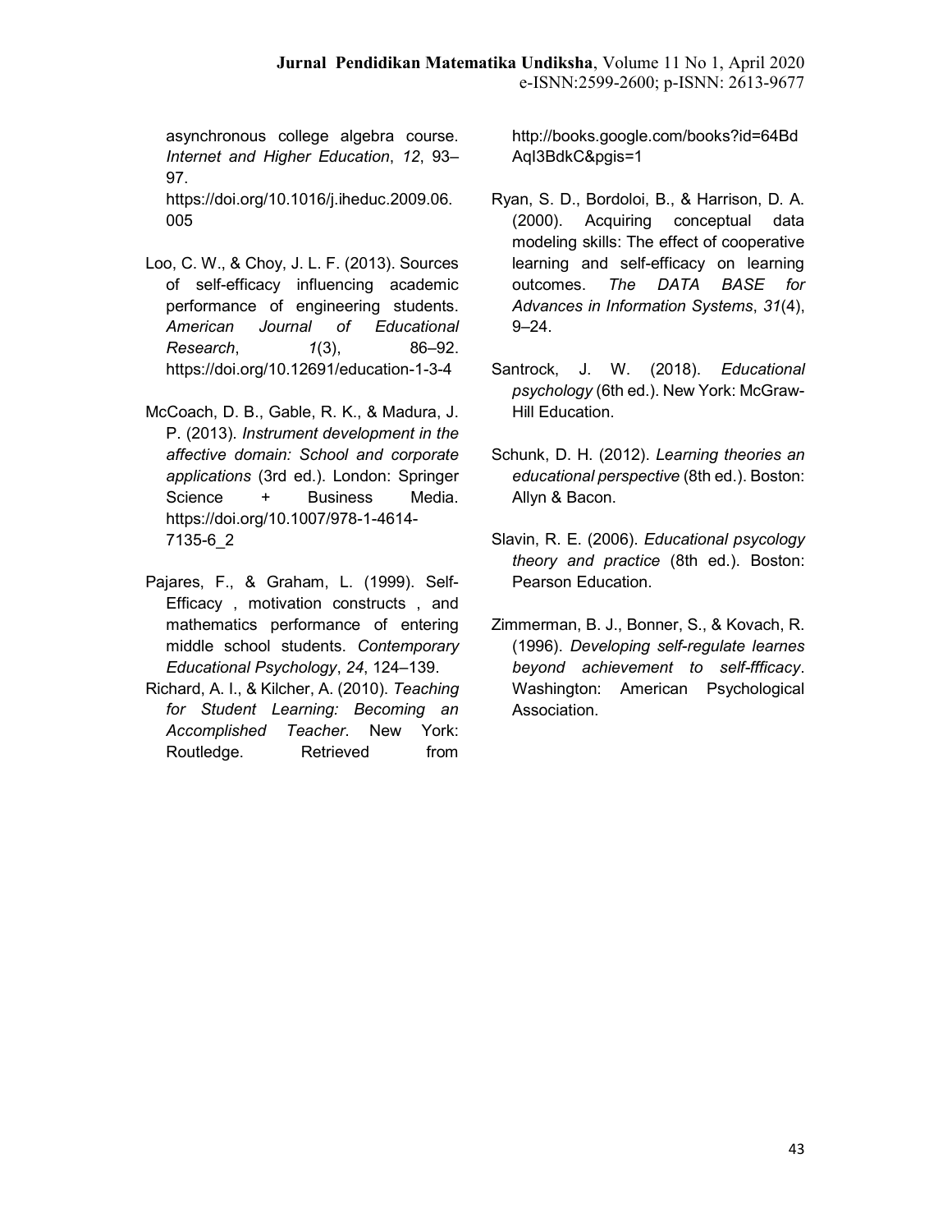asynchronous college algebra course. *Internet and Higher Education*, *12*, 93–97. https://doi.org/10.1016/j.iheduc.2009.06.005

Loo, C. W., & Choy, J. L. F. (2013). Sources of self-efficacy influencing academic performance of engineering students. *American Journal of Educational Research*, *1*(3), 86–92. https://doi.org/10.12691/education-1-3-4

McCoach, D. B., Gable, R. K., & Madura, J. P. (2013). *Instrument development in the affective domain: School and corporate applications* (3rd ed.). London: Springer Science + Business Media. https://doi.org/10.1007/978-1-4614-7135-6_2

Pajares, F., & Graham, L. (1999). Self-Efficacy , motivation constructs , and mathematics performance of entering middle school students. *Contemporary Educational Psychology*, *24*, 124–139.

Richard, A. I., & Kilcher, A. (2010). *Teaching for Student Learning: Becoming an Accomplished Teacher*. New York: Routledge. Retrieved from http://books.google.com/books?id=64BdAqI3BdkC&pgis=1

Ryan, S. D., Bordoloi, B., & Harrison, D. A. (2000). Acquiring conceptual data modeling skills: The effect of cooperative learning and self-efficacy on learning outcomes. *The DATA BASE for Advances in Information Systems*, *31*(4), 9–24.

Santrock, J. W. (2018). *Educational psychology* (6th ed.). New York: McGraw-Hill Education.

Schunk, D. H. (2012). *Learning theories an educational perspective* (8th ed.). Boston: Allyn & Bacon.

Slavin, R. E. (2006). *Educational psycology theory and practice* (8th ed.). Boston: Pearson Education.

Zimmerman, B. J., Bonner, S., & Kovach, R. (1996). *Developing self-regulate learnes beyond achievement to self-ffficacy*. Washington: American Psychological Association.